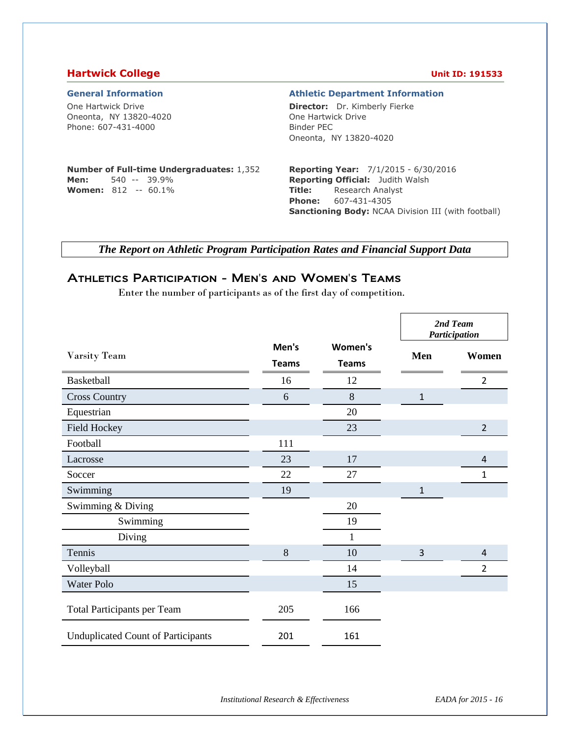# Hartwick College

**Unit ID: 191533**

### General Information

One Hartwick Drive
Oneonta, NY 13820-4020
Phone: 607-431-4000

**Number of Full-time Undergraduates:** 1,352
**Men:** 540 -- 39.9%
**Women:** 812 -- 60.1%

### Athletic Department Information

**Director:** Dr. Kimberly Fierke
One Hartwick Drive
Binder PEC
Oneonta, NY 13820-4020

**Reporting Year:** 7/1/2015 - 6/30/2016
**Reporting Official:** Judith Walsh
**Title:** Research Analyst
**Phone:** 607-431-4305
**Sanctioning Body:** NCAA Division III (with football)

***The Report on Athletic Program Participation Rates and Financial Support Data***

## Athletics Participation - Men's and Women's Teams

Enter the number of participants as of the first day of competition.

| Varsity Team | Men's Teams | Women's Teams | 2nd Team Participation Men | 2nd Team Participation Women |
|---|---|---|---|---|
| Basketball | 16 | 12 | | 2 |
| Cross Country | 6 | 8 | 1 | |
| Equestrian | | 20 | | |
| Field Hockey | | 23 | | 2 |
| Football | 111 | | | |
| Lacrosse | 23 | 17 | | 4 |
| Soccer | 22 | 27 | | 1 |
| Swimming | 19 | | 1 | |
| Swimming & Diving | | 20 | | |
| Swimming | | 19 | | |
| Diving | | 1 | | |
| Tennis | 8 | 10 | 3 | 4 |
| Volleyball | | 14 | | 2 |
| Water Polo | | 15 | | |
| Total Participants per Team | 205 | 166 | | |
| Unduplicated Count of Participants | 201 | 161 | | |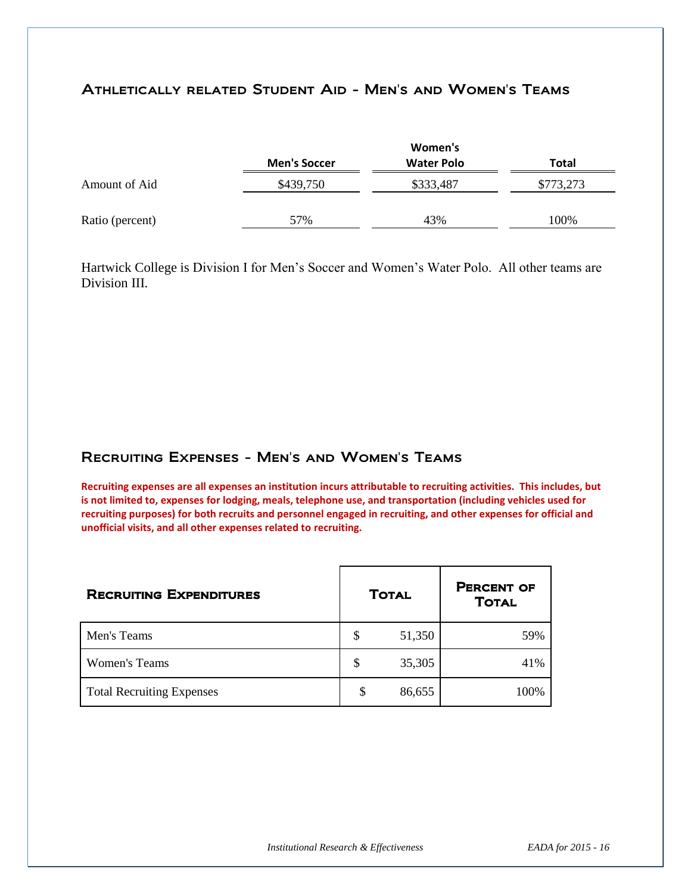## Athletically related Student Aid - Men's and Women's Teams

| | Men's Soccer | Women's Water Polo | Total |
|---|---|---|---|
| Amount of Aid | $439,750 | $333,487 | $773,273 |
| Ratio (percent) | 57% | 43% | 100% |

Hartwick College is Division I for Men's Soccer and Women's Water Polo. All other teams are Division III.

## Recruiting Expenses - Men's and Women's Teams

**Recruiting expenses are all expenses an institution incurs attributable to recruiting activities. This includes, but is not limited to, expenses for lodging, meals, telephone use, and transportation (including vehicles used for recruiting purposes) for both recruits and personnel engaged in recruiting, and other expenses for official and unofficial visits, and all other expenses related to recruiting.**

| Recruiting Expenditures | Total | Percent of Total |
|---|---|---|
| Men's Teams | $ 51,350 | 59% |
| Women's Teams | $ 35,305 | 41% |
| Total Recruiting Expenses | $ 86,655 | 100% |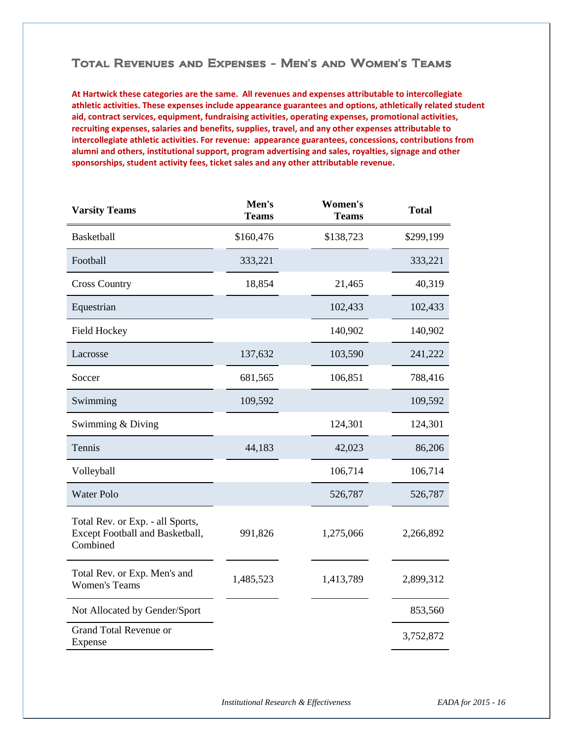## Total Revenues and Expenses - Men's and Women's Teams

**At Hartwick these categories are the same. All revenues and expenses attributable to intercollegiate athletic activities. These expenses include appearance guarantees and options, athletically related student aid, contract services, equipment, fundraising activities, operating expenses, promotional activities, recruiting expenses, salaries and benefits, supplies, travel, and any other expenses attributable to intercollegiate athletic activities. For revenue: appearance guarantees, concessions, contributions from alumni and others, institutional support, program advertising and sales, royalties, signage and other sponsorships, student activity fees, ticket sales and any other attributable revenue.**

| Varsity Teams | Men's Teams | Women's Teams | Total |
|---|---|---|---|
| Basketball | $160,476 | $138,723 | $299,199 |
| Football | 333,221 | | 333,221 |
| Cross Country | 18,854 | 21,465 | 40,319 |
| Equestrian | | 102,433 | 102,433 |
| Field Hockey | | 140,902 | 140,902 |
| Lacrosse | 137,632 | 103,590 | 241,222 |
| Soccer | 681,565 | 106,851 | 788,416 |
| Swimming | 109,592 | | 109,592 |
| Swimming & Diving | | 124,301 | 124,301 |
| Tennis | 44,183 | 42,023 | 86,206 |
| Volleyball | | 106,714 | 106,714 |
| Water Polo | | 526,787 | 526,787 |
| Total Rev. or Exp. - all Sports, Except Football and Basketball, Combined | 991,826 | 1,275,066 | 2,266,892 |
| Total Rev. or Exp. Men's and Women's Teams | 1,485,523 | 1,413,789 | 2,899,312 |
| Not Allocated by Gender/Sport | | | 853,560 |
| Grand Total Revenue or Expense | | | 3,752,872 |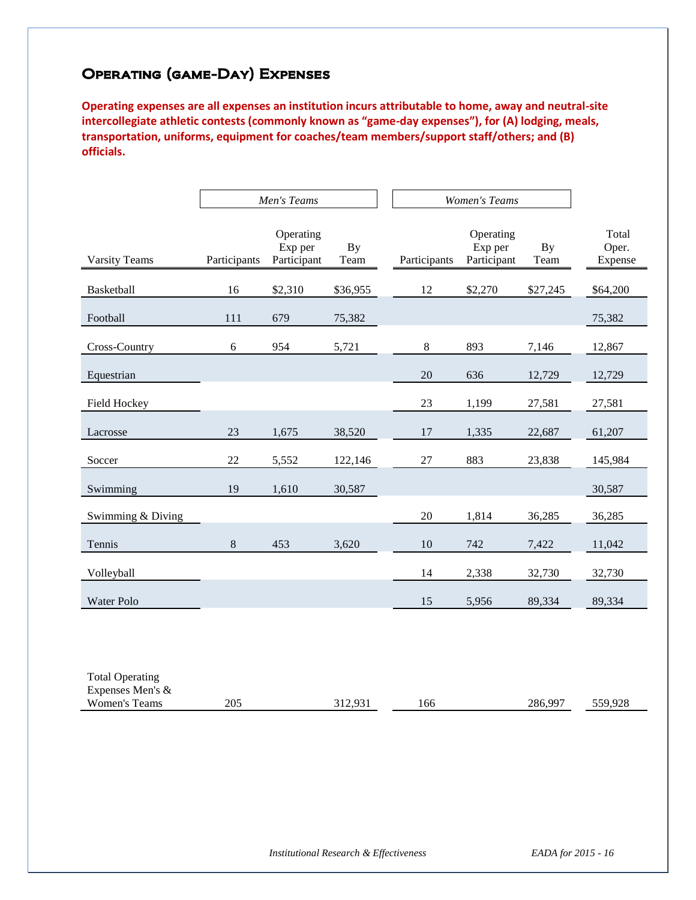## Operating (game-Day) Expenses

**Operating expenses are all expenses an institution incurs attributable to home, away and neutral-site intercollegiate athletic contests (commonly known as "game-day expenses"), for (A) lodging, meals, transportation, uniforms, equipment for coaches/team members/support staff/others; and (B) officials.**

| | *Men's Teams* | | | *Women's Teams* | | | |
|---|---|---|---|---|---|---|---|
| Varsity Teams | Participants | Operating Exp per Participant | By Team | Participants | Operating Exp per Participant | By Team | Total Oper. Expense |
| Basketball | 16 | $2,310 | $36,955 | 12 | $2,270 | $27,245 | $64,200 |
| Football | 111 | 679 | 75,382 | | | | 75,382 |
| Cross-Country | 6 | 954 | 5,721 | 8 | 893 | 7,146 | 12,867 |
| Equestrian | | | | 20 | 636 | 12,729 | 12,729 |
| Field Hockey | | | | 23 | 1,199 | 27,581 | 27,581 |
| Lacrosse | 23 | 1,675 | 38,520 | 17 | 1,335 | 22,687 | 61,207 |
| Soccer | 22 | 5,552 | 122,146 | 27 | 883 | 23,838 | 145,984 |
| Swimming | 19 | 1,610 | 30,587 | | | | 30,587 |
| Swimming & Diving | | | | 20 | 1,814 | 36,285 | 36,285 |
| Tennis | 8 | 453 | 3,620 | 10 | 742 | 7,422 | 11,042 |
| Volleyball | | | | 14 | 2,338 | 32,730 | 32,730 |
| Water Polo | | | | 15 | 5,956 | 89,334 | 89,334 |
| Total Operating Expenses Men's & Women's Teams | 205 | | 312,931 | 166 | | 286,997 | 559,928 |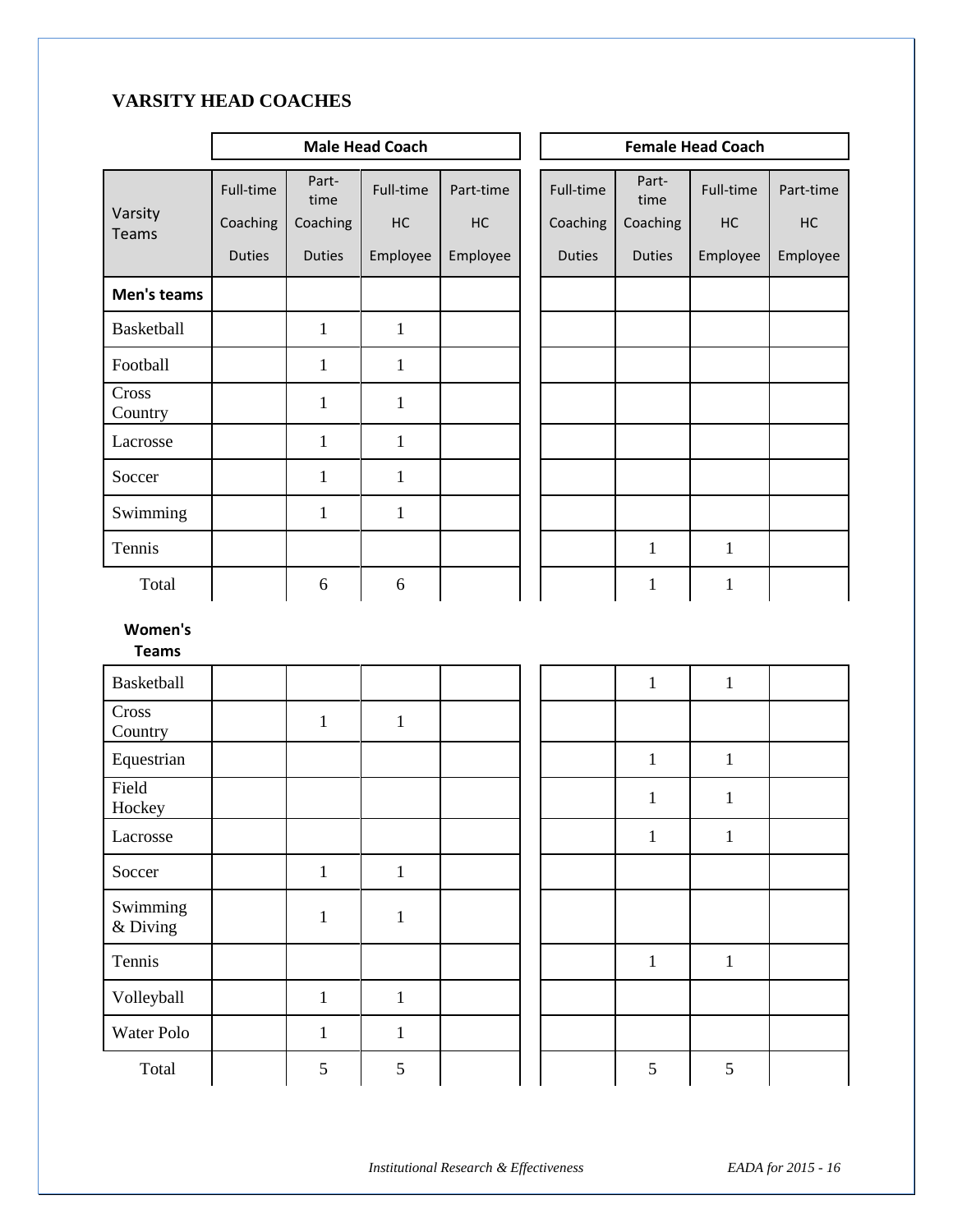## VARSITY HEAD COACHES

| Varsity Teams | Male Head Coach | | | | Female Head Coach | | | |
|---|---|---|---|---|---|---|---|---|
| | Full-time Coaching Duties | Part-time Coaching Duties | Full-time HC Employee | Part-time HC Employee | Full-time Coaching Duties | Part-time Coaching Duties | Full-time HC Employee | Part-time HC Employee |
| **Men's teams** | | | | | | | | |
| Basketball | | 1 | 1 | | | | | |
| Football | | 1 | 1 | | | | | |
| Cross Country | | 1 | 1 | | | | | |
| Lacrosse | | 1 | 1 | | | | | |
| Soccer | | 1 | 1 | | | | | |
| Swimming | | 1 | 1 | | | | | |
| Tennis | | | | | | 1 | 1 | |
| Total | | 6 | 6 | | | 1 | 1 | |
| **Women's Teams** | | | | | | | | |
| Basketball | | | | | | 1 | 1 | |
| Cross Country | | 1 | 1 | | | | | |
| Equestrian | | | | | | 1 | 1 | |
| Field Hockey | | | | | | 1 | 1 | |
| Lacrosse | | | | | | 1 | 1 | |
| Soccer | | 1 | 1 | | | | | |
| Swimming & Diving | | 1 | 1 | | | | | |
| Tennis | | | | | | 1 | 1 | |
| Volleyball | | 1 | 1 | | | | | |
| Water Polo | | 1 | 1 | | | | | |
| Total | | 5 | 5 | | | 5 | 5 | |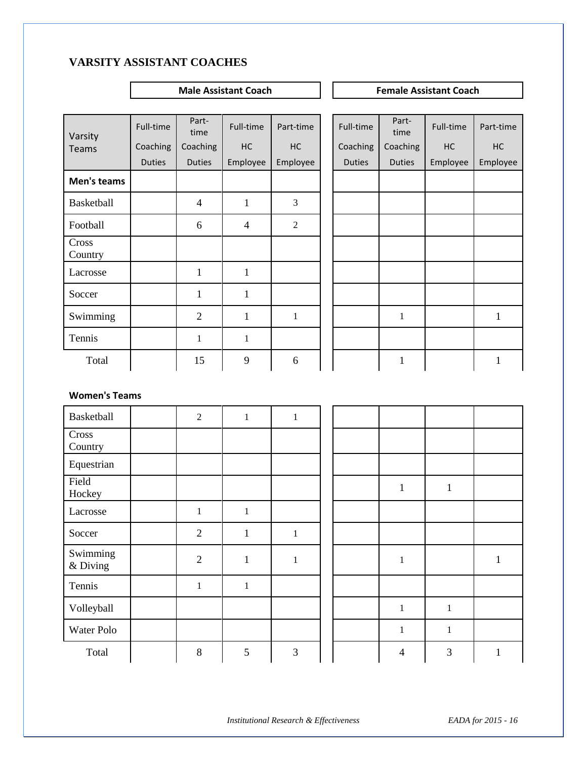## VARSITY ASSISTANT COACHES

| Varsity Teams | Male Assistant Coach | | | | Female Assistant Coach | | | |
|---|---|---|---|---|---|---|---|---|
| | Full-time Coaching Duties | Part-time Coaching Duties | Full-time HC Employee | Part-time HC Employee | Full-time Coaching Duties | Part-time Coaching Duties | Full-time HC Employee | Part-time HC Employee |
| **Men's teams** | | | | | | | | |
| Basketball | | 4 | 1 | 3 | | | | |
| Football | | 6 | 4 | 2 | | | | |
| Cross Country | | | | | | | | |
| Lacrosse | | 1 | 1 | | | | | |
| Soccer | | 1 | 1 | | | | | |
| Swimming | | 2 | 1 | 1 | | 1 | | 1 |
| Tennis | | 1 | 1 | | | | | |
| Total | | 15 | 9 | 6 | | 1 | | 1 |

**Women's Teams**

| Varsity Teams | Male Full-time Coaching Duties | Male Part-time Coaching Duties | Male Full-time HC Employee | Male Part-time HC Employee | Female Full-time Coaching Duties | Female Part-time Coaching Duties | Female Full-time HC Employee | Female Part-time HC Employee |
|---|---|---|---|---|---|---|---|---|
| Basketball | | 2 | 1 | 1 | | | | |
| Cross Country | | | | | | | | |
| Equestrian | | | | | | | | |
| Field Hockey | | | | | | 1 | 1 | |
| Lacrosse | | 1 | 1 | | | | | |
| Soccer | | 2 | 1 | 1 | | | | |
| Swimming & Diving | | 2 | 1 | 1 | | 1 | | 1 |
| Tennis | | 1 | 1 | | | | | |
| Volleyball | | | | | | 1 | 1 | |
| Water Polo | | | | | | 1 | 1 | |
| Total | | 8 | 5 | 3 | | 4 | 3 | 1 |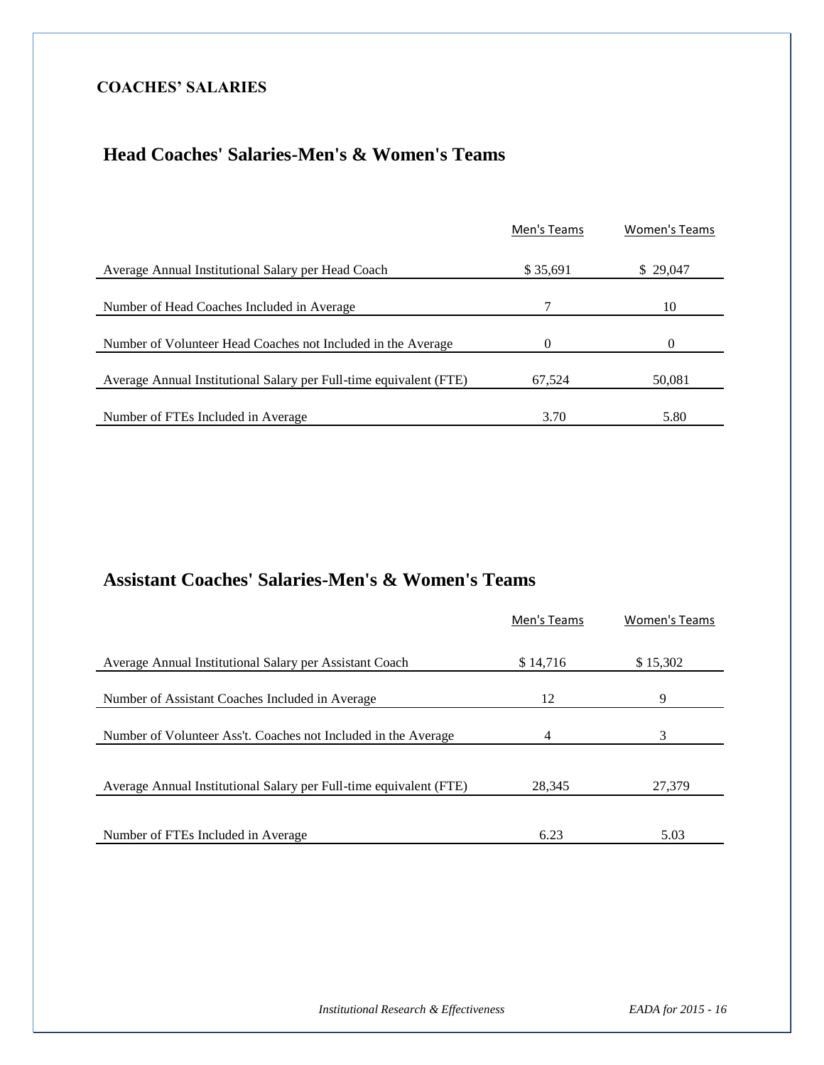## COACHES' SALARIES

### Head Coaches' Salaries-Men's & Women's Teams

| | Men's Teams | Women's Teams |
|---|---|---|
| Average Annual Institutional Salary per Head Coach | $ 35,691 | $ 29,047 |
| Number of Head Coaches Included in Average | 7 | 10 |
| Number of Volunteer Head Coaches not Included in the Average | 0 | 0 |
| Average Annual Institutional Salary per Full-time equivalent (FTE) | 67,524 | 50,081 |
| Number of FTEs Included in Average | 3.70 | 5.80 |

### Assistant Coaches' Salaries-Men's & Women's Teams

| | Men's Teams | Women's Teams |
|---|---|---|
| Average Annual Institutional Salary per Assistant Coach | $ 14,716 | $ 15,302 |
| Number of Assistant Coaches Included in Average | 12 | 9 |
| Number of Volunteer Ass't. Coaches not Included in the Average | 4 | 3 |
| Average Annual Institutional Salary per Full-time equivalent (FTE) | 28,345 | 27,379 |
| Number of FTEs Included in Average | 6.23 | 5.03 |